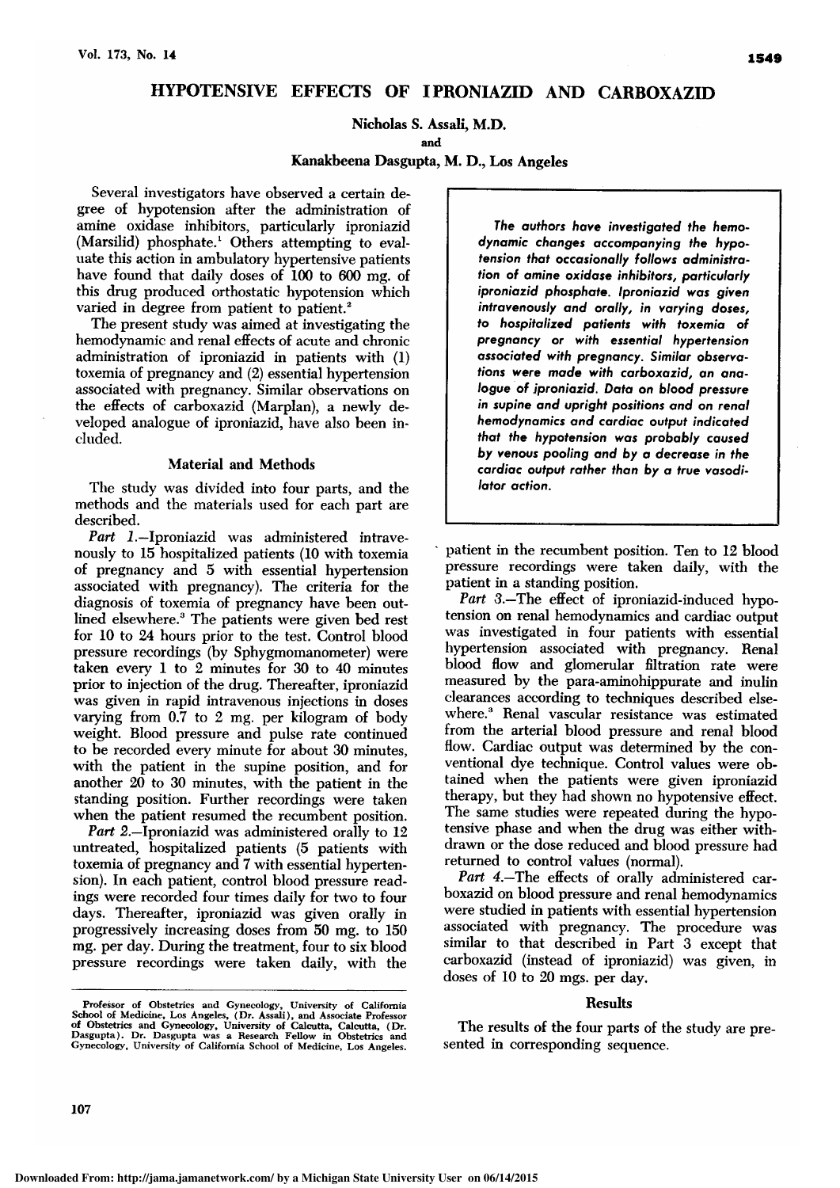# HYPOTENSIVE EFFECTS OF IPRONIAZID AND CARBOXAZID

Nicholas S. Assali, M.D.

and

Kanakbeena Dasgupta, M. D., Los Angeles

*The authors have investigated the hemodynamic changes accompanying the hypotension that occasionally follows administration of amine oxidase inhibitors, particularly iproniazid phosphate. Iproniazid was given intravenously and orally, in varying doses, to hospitalized patients with toxemia of pregnancy or with essential hypertension associated with pregnancy. Similar observations were made with carboxazid, an analogue of iproniazid. Data on blood pressure in supine and upright positions and on renal hemodynamics and cardiac output indicated that the hypotension was probably caused by venous pooling and by a decrease in the cardiac output rather than by a true vasodilator action.*

Several investigators have observed a certain degree of hypotension after the administration of amine oxidase inhibitors, particularly iproniazid (Marsilid) phosphate.[1] Others attempting to evaluate this action in ambulatory hypertensive patients have found that daily doses of 100 to 600 mg. of this drug produced orthostatic hypotension which varied in degree from patient to patient.[2]

The present study was aimed at investigating the hemodynamic and renal effects of acute and chronic administration of iproniazid in patients with (1) toxemia of pregnancy and (2) essential hypertension associated with pregnancy. Similar observations on the effects of carboxazid (Marplan), a newly developed analogue of iproniazid, have also been included.

## Material and Methods

The study was divided into four parts, and the methods and the materials used for each part are described.

*Part 1.*—Iproniazid was administered intravenously to 15 hospitalized patients (10 with toxemia of pregnancy and 5 with essential hypertension associated with pregnancy). The criteria for the diagnosis of toxemia of pregnancy have been outlined elsewhere.[3] The patients were given bed rest for 10 to 24 hours prior to the test. Control blood pressure recordings (by Sphygmomanometer) were taken every 1 to 2 minutes for 30 to 40 minutes prior to injection of the drug. Thereafter, iproniazid was given in rapid intravenous injections in doses varying from 0.7 to 2 mg. per kilogram of body weight. Blood pressure and pulse rate continued to be recorded every minute for about 30 minutes, with the patient in the supine position, and for another 20 to 30 minutes, with the patient in the standing position. Further recordings were taken when the patient resumed the recumbent position.

*Part 2.*—Iproniazid was administered orally to 12 untreated, hospitalized patients (5 patients with toxemia of pregnancy and 7 with essential hypertension). In each patient, control blood pressure readings were recorded four times daily for two to four days. Thereafter, iproniazid was given orally in progressively increasing doses from 50 mg. to 150 mg. per day. During the treatment, four to six blood pressure recordings were taken daily, with the patient in the recumbent position. Ten to 12 blood pressure recordings were taken daily, with the patient in a standing position.

*Part 3.*—The effect of iproniazid-induced hypotension on renal hemodynamics and cardiac output was investigated in four patients with essential hypertension associated with pregnancy. Renal blood flow and glomerular filtration rate were measured by the para-aminohippurate and inulin clearances according to techniques described elsewhere.[3] Renal vascular resistance was estimated from the arterial blood pressure and renal blood flow. Cardiac output was determined by the conventional dye technique. Control values were obtained when the patients were given iproniazid therapy, but they had shown no hypotensive effect. The same studies were repeated during the hypotensive phase and when the drug was either withdrawn or the dose reduced and blood pressure had returned to control values (normal).

*Part 4.*—The effects of orally administered carboxazid on blood pressure and renal hemodynamics were studied in patients with essential hypertension associated with pregnancy. The procedure was similar to that described in Part 3 except that carboxazid (instead of iproniazid) was given, in doses of 10 to 20 mgs. per day.

## Results

The results of the four parts of the study are presented in corresponding sequence.

Professor of Obstetrics and Gynecology, University of California School of Medicine, Los Angeles, (Dr. Assali), and Associate Professor of Obstetrics and Gynecology, University of Calcutta, Calcutta, (Dr. Dasgupta). Dr. Dasgupta was a Research Fellow in Obstetrics and Gynecology, University of California School of Medicine, Los Angeles.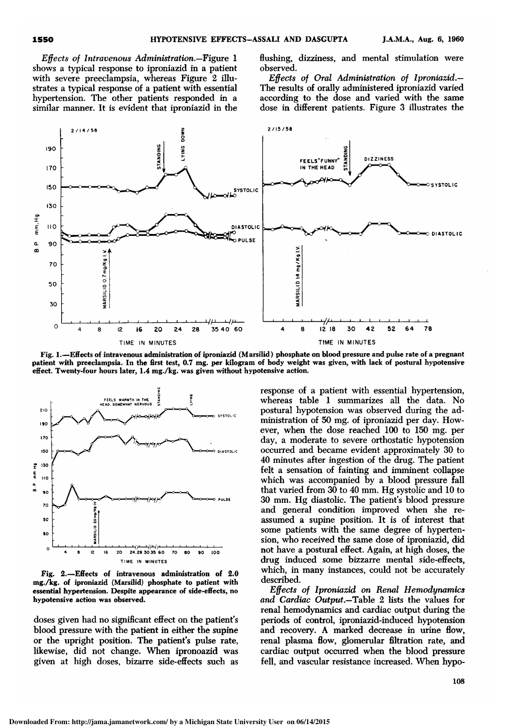*Effects of Intravenous Administration.*—Figure 1 shows a typical response to iproniazid in a patient with severe preeclampsia, whereas Figure 2 illustrates a typical response of a patient with essential hypertension. The other patients responded in a similar manner. It is evident that iproniazid in the doses given had no significant effect on the patient's blood pressure with the patient in either the supine or the upright position. The patient's pulse rate, likewise, did not change. When ipronoazid was given at high doses, bizarre side-effects such as flushing, dizziness, and mental stimulation were observed.

*Effects of Oral Administration of Iproniazid.*—The results of orally administered iproniazid varied according to the dose and varied with the same dose in different patients. Figure 3 illustrates the response of a patient with essential hypertension, whereas table 1 summarizes all the data. No postural hypotension was observed during the administration of 50 mg. of iproniazid per day. However, when the dose reached 100 to 150 mg. per day, a moderate to severe orthostatic hypotension occurred and became evident approximately 30 to 40 minutes after ingestion of the drug. The patient felt a sensation of fainting and imminent collapse which was accompanied by a blood pressure fall that varied from 30 to 40 mm. Hg systolic and 10 to 30 mm. Hg diastolic. The patient's blood pressure and general condition improved when she reassumed a supine position. It is of interest that some patients with the same degree of hypertension, who received the same dose of iproniazid, did not have a postural effect. Again, at high doses, the drug induced some bizzarre mental side-effects, which, in many instances, could not be accurately described.

Fig. 1.—Effects of intravenous administration of iproniazid (Marsilid) phosphate on blood pressure and pulse rate of a pregnant patient with preeclampsia. In the first test, 0.7 mg. per kilogram of body weight was given, with lack of postural hypotensive effect. Twenty-four hours later, 1.4 mg./kg. was given without hypotensive action.

Fig. 2.—Effects of intravenous administration of 2.0 mg./kg. of iproniazid (Marsilid) phosphate to patient with essential hypertension. Despite appearance of side-effects, no hypotensive action was observed.

*Effects of Iproniazid on Renal Hemodynamics and Cardiac Output.*—Table 2 lists the values for renal hemodynamics and cardiac output during the periods of control, iproniazid-induced hypotension and recovery. A marked decrease in urine flow, renal plasma flow, glomerular filtration rate, and cardiac output occurred when the blood pressure fell, and vascular resistance increased. When hypo-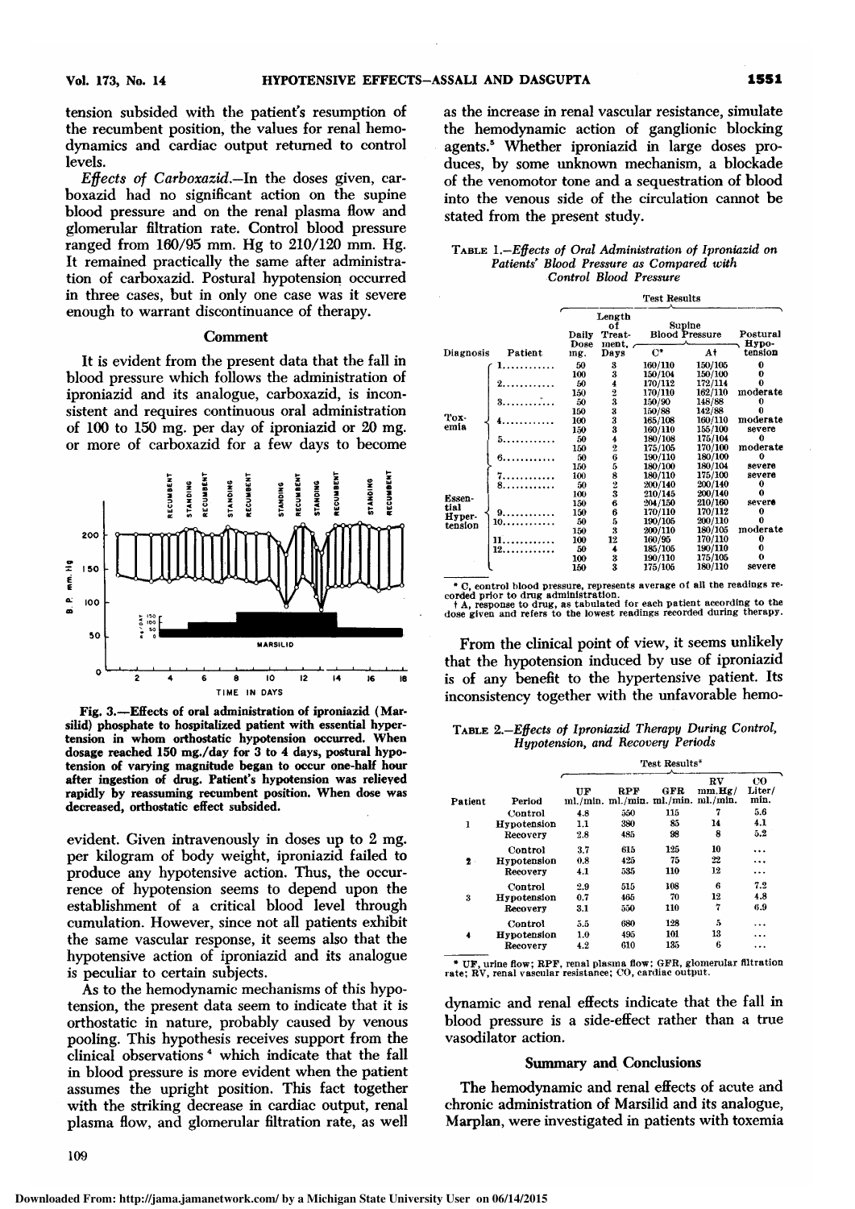tension subsided with the patient's resumption of the recumbent position, the values for renal hemodynamics and cardiac output returned to control levels.

*Effects of Carboxazid.*—In the doses given, carboxazid had no significant action on the supine blood pressure and on the renal plasma flow and glomerular filtration rate. Control blood pressure ranged from 160/95 mm. Hg to 210/120 mm. Hg. It remained practically the same after administration of carboxazid. Postural hypotension occurred in three cases, but in only one case was it severe enough to warrant discontinuance of therapy.

## Comment

It is evident from the present data that the fall in blood pressure which follows the administration of iproniazid and its analogue, carboxazid, is inconsistent and requires continuous oral administration of 100 to 150 mg. per day of iproniazid or 20 mg. or more of carboxazid for a few days to become evident. Given intravenously in doses up to 2 mg. per kilogram of body weight, iproniazid failed to produce any hypotensive action. Thus, the occurrence of hypotension seems to depend upon the establishment of a critical blood level through cumulation. However, since not all patients exhibit the same vascular response, it seems also that the hypotensive action of iproniazid and its analogue is peculiar to certain subjects.

As to the hemodynamic mechanisms of this hypotension, the present data seem to indicate that it is orthostatic in nature, probably caused by venous pooling. This hypothesis receives support from the clinical observations [4] which indicate that the fall in blood pressure is more evident when the patient assumes the upright position. This fact together with the striking decrease in cardiac output, renal plasma flow, and glomerular filtration rate, as well as the increase in renal vascular resistance, simulate the hemodynamic action of ganglionic blocking agents.[5] Whether iproniazid in large doses produces, by some unknown mechanism, a blockade of the venomotor tone and a sequestration of blood into the venous side of the circulation cannot be stated from the present study.

Fig. 3.—Effects of oral administration of iproniazid (Marsilid) phosphate to hospitalized patient with essential hypertension in whom orthostatic hypotension occurred. When dosage reached 150 mg./day for 3 to 4 days, postural hypotension of varying magnitude began to occur one-half hour after ingestion of drug. Patient's hypotension was relieved rapidly by reassuming recumbent position. When dose was decreased, orthostatic effect subsided.

TABLE 1.—*Effects of Oral Administration of Iproniazid on Patients' Blood Pressure as Compared with Control Blood Pressure*

| Diagnosis | Patient | Daily Dose mg. | Length of Treatment, Days | Supine Blood Pressure C* | Supine Blood Pressure A† | Postural Hypotension |
|---|---|---|---|---|---|---|
| Toxemia | 1 | 50 | 3 | 160/110 | 150/105 | 0 |
| | | 100 | 3 | 150/104 | 150/100 | 0 |
| | 2 | 50 | 4 | 170/112 | 172/114 | 0 |
| | | 150 | 2 | 170/110 | 162/110 | moderate |
| | 3 | 50 | 3 | 150/90 | 148/88 | 0 |
| | | 150 | 3 | 150/88 | 142/88 | 0 |
| | 4 | 100 | 3 | 165/108 | 160/110 | moderate |
| | | 150 | 3 | 160/110 | 155/100 | severe |
| | 5 | 50 | 4 | 180/108 | 175/104 | 0 |
| | | 150 | 2 | 175/105 | 170/100 | moderate |
| | 6 | 50 | 6 | 190/110 | 180/100 | 0 |
| | | 150 | 5 | 180/100 | 180/104 | severe |
| | 7 | 100 | 8 | 180/110 | 175/100 | severe |
| Essential Hypertension | 8 | 50 | 2 | 200/140 | 200/140 | 0 |
| | | 100 | 3 | 210/145 | 200/140 | 0 |
| | | 150 | 6 | 204/150 | 210/160 | severe |
| | 9 | 150 | 6 | 170/110 | 170/112 | 0 |
| | 10 | 50 | 5 | 190/105 | 200/110 | 0 |
| | | 150 | 3 | 200/110 | 180/105 | moderate |
| | 11 | 100 | 12 | 160/95 | 170/110 | 0 |
| | 12 | 50 | 4 | 185/105 | 190/110 | 0 |
| | | 100 | 3 | 190/110 | 175/105 | 0 |
| | | 150 | 3 | 175/105 | 180/110 | severe |

\* C, control blood pressure, represents average of all the readings recorded prior to drug administration.
† A, response to drug, as tabulated for each patient according to the dose given and refers to the lowest readings recorded during therapy.

From the clinical point of view, it seems unlikely that the hypotension induced by use of iproniazid is of any benefit to the hypertensive patient. Its inconsistency together with the unfavorable hemodynamic and renal effects indicate that the fall in blood pressure is a side-effect rather than a true vasodilator action.

TABLE 2.—*Effects of Iproniazid Therapy During Control, Hypotension, and Recovery Periods*

| Patient | Period | UF ml./min. | RPF ml./min. | GFR ml./min. | RV mm.Hg/ml./min. | CO Liter/min. |
|---|---|---|---|---|---|---|
| 1 | Control | 4.8 | 550 | 115 | 7 | 5.6 |
| | Hypotension | 1.1 | 380 | 85 | 14 | 4.1 |
| | Recovery | 2.8 | 485 | 98 | 8 | 5.2 |
| 2 | Control | 3.7 | 615 | 125 | 10 | ... |
| | Hypotension | 0.8 | 425 | 75 | 22 | ... |
| | Recovery | 4.1 | 535 | 110 | 12 | ... |
| 3 | Control | 2.9 | 515 | 108 | 6 | 7.2 |
| | Hypotension | 0.7 | 465 | 70 | 12 | 4.8 |
| | Recovery | 3.1 | 550 | 110 | 7 | 6.9 |
| 4 | Control | 5.5 | 680 | 128 | 5 | ... |
| | Hypotension | 1.0 | 495 | 101 | 13 | ... |
| | Recovery | 4.2 | 610 | 135 | 6 | ... |

\* UF, urine flow; RPF, renal plasma flow; GFR, glomerular filtration rate; RV, renal vascular resistance; CO, cardiac output.

## Summary and Conclusions

The hemodynamic and renal effects of acute and chronic administration of Marsilid and its analogue, Marplan, were investigated in patients with toxemia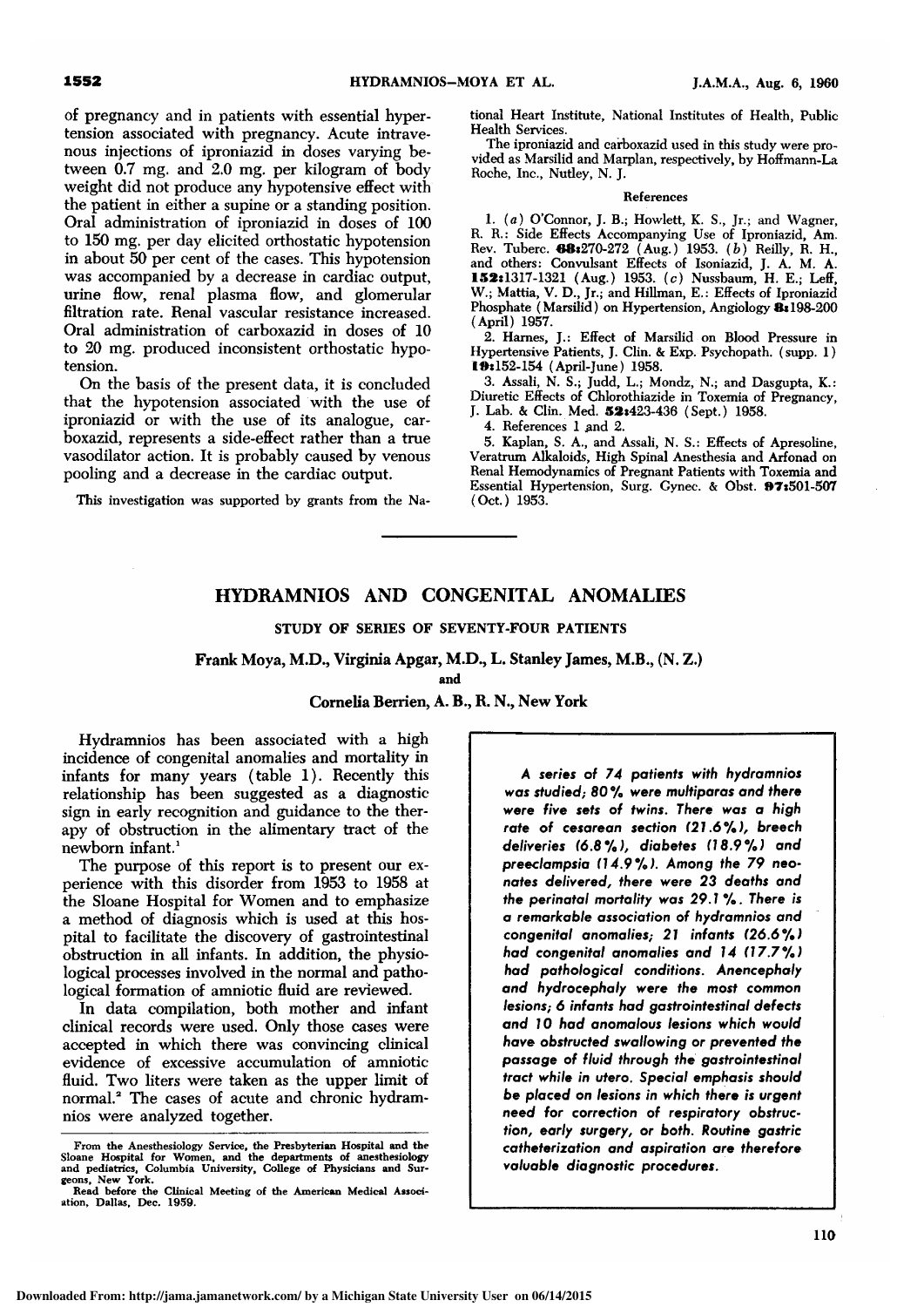of pregnancy and in patients with essential hypertension associated with pregnancy. Acute intravenous injections of iproniazid in doses varying between 0.7 mg. and 2.0 mg. per kilogram of body weight did not produce any hypotensive effect with the patient in either a supine or a standing position. Oral administration of iproniazid in doses of 100 to 150 mg. per day elicited orthostatic hypotension in about 50 per cent of the cases. This hypotension was accompanied by a decrease in cardiac output, urine flow, renal plasma flow, and glomerular filtration rate. Renal vascular resistance increased. Oral administration of carboxazid in doses of 10 to 20 mg. produced inconsistent orthostatic hypotension.

On the basis of the present data, it is concluded that the hypotension associated with the use of iproniazid or with the use of its analogue, carboxazid, represents a side-effect rather than a true vasodilator action. It is probably caused by venous pooling and a decrease in the cardiac output.

This investigation was supported by grants from the National Heart Institute, National Institutes of Health, Public Health Services.

The iproniazid and carboxazid used in this study were provided as Marsilid and Marplan, respectively, by Hoffmann-La Roche, Inc., Nutley, N. J.

### References

1. (a) O'Connor, J. B.; Howlett, K. S., Jr.; and Wagner, R. R.: Side Effects Accompanying Use of Iproniazid, Am. Rev. Tuberc. **68**:270-272 (Aug.) 1953. (b) Reilly, R. H., and others: Convulsant Effects of Isoniazid, J. A. M. A. **152**:1317-1321 (Aug.) 1953. (c) Nussbaum, H. E.; Leff, W.; Mattia, V. D., Jr.; and Hillman, E.: Effects of Iproniazid Phosphate (Marsilid) on Hypertension, Angiology **8**:198-200 (April) 1957.
2. Harnes, J.: Effect of Marsilid on Blood Pressure in Hypertensive Patients, J. Clin. & Exp. Psychopath. (supp. 1) **19**:152-154 (April-June) 1958.
3. Assali, N. S.; Judd, L.; Mondz, N.; and Dasgupta, K.: Diuretic Effects of Chlorothiazide in Toxemia of Pregnancy, J. Lab. & Clin. Med. **52**:423-436 (Sept.) 1958.
4. References 1 and 2.
5. Kaplan, S. A., and Assali, N. S.: Effects of Apresoline, Veratrum Alkaloids, High Spinal Anesthesia and Arfonad on Renal Hemodynamics of Pregnant Patients with Toxemia and Essential Hypertension, Surg. Gynec. & Obst. **97**:501-507 (Oct.) 1953.

---

# HYDRAMNIOS AND CONGENITAL ANOMALIES

## STUDY OF SERIES OF SEVENTY-FOUR PATIENTS

**Frank Moya, M.D., Virginia Apgar, M.D., L. Stanley James, M.B., (N. Z.)**

**and**

**Cornelia Berrien, A. B., R. N., New York**

*A series of 74 patients with hydramnios was studied; 80% were multiparas and there were five sets of twins. There was a high rate of cesarean section (21.6%), breech deliveries (6.8%), diabetes (18.9%) and preeclampsia (14.9%). Among the 79 neonates delivered, there were 23 deaths and the perinatal mortality was 29.1%. There is a remarkable association of hydramnios and congenital anomalies; 21 infants (26.6%) had congenital anomalies and 14 (17.7%) had pathological conditions. Anencephaly and hydrocephaly were the most common lesions; 6 infants had gastrointestinal defects and 10 had anomalous lesions which would have obstructed swallowing or prevented the passage of fluid through the gastrointestinal tract while in utero. Special emphasis should be placed on lesions in which there is urgent need for correction of respiratory obstruction, early surgery, or both. Routine gastric catheterization and aspiration are therefore valuable diagnostic procedures.*

Hydramnios has been associated with a high incidence of congenital anomalies and mortality in infants for many years (table 1). Recently this relationship has been suggested as a diagnostic sign in early recognition and guidance to the therapy of obstruction in the alimentary tract of the newborn infant.[1]

The purpose of this report is to present our experience with this disorder from 1953 to 1958 at the Sloane Hospital for Women and to emphasize a method of diagnosis which is used at this hospital to facilitate the discovery of gastrointestinal obstruction in all infants. In addition, the physiological processes involved in the normal and pathological formation of amniotic fluid are reviewed.

In data compilation, both mother and infant clinical records were used. Only those cases were accepted in which there was convincing clinical evidence of excessive accumulation of amniotic fluid. Two liters were taken as the upper limit of normal.[2] The cases of acute and chronic hydramnios were analyzed together.

From the Anesthesiology Service, the Presbyterian Hospital and the Sloane Hospital for Women, and the departments of anesthesiology and pediatrics, Columbia University, College of Physicians and Surgeons, New York.

Read before the Clinical Meeting of the American Medical Association, Dallas, Dec. 1959.

Downloaded From: http://jama.jamanetwork.com/ by a Michigan State University User on 06/14/2015